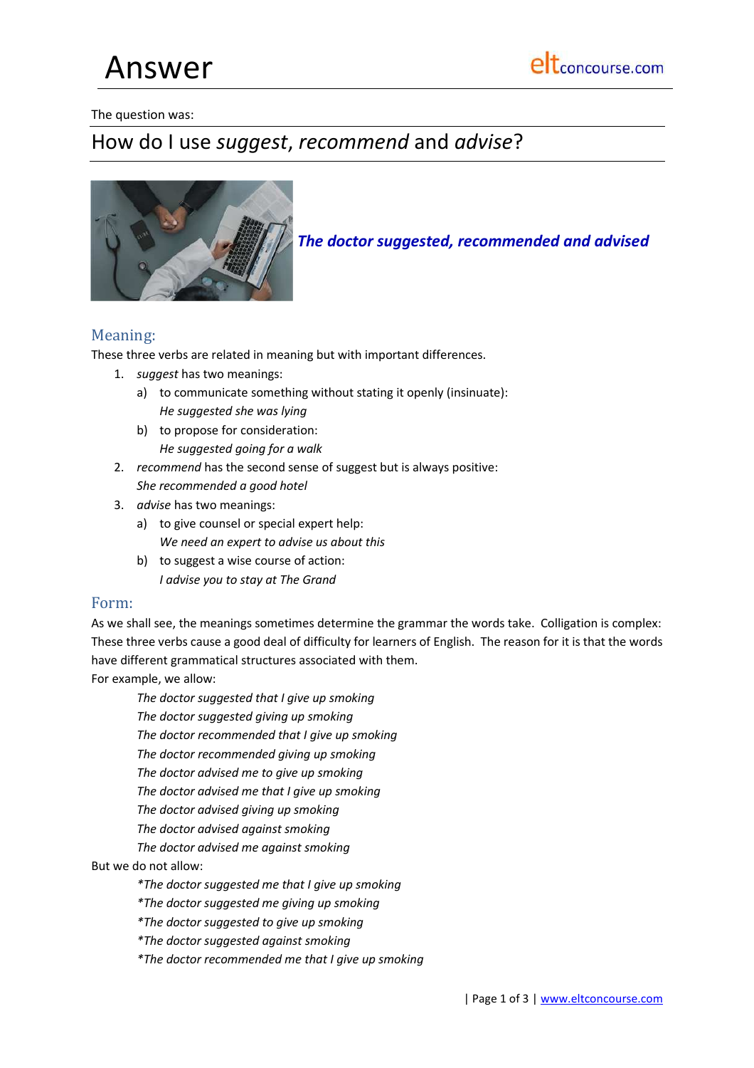# Answer

The question was:

## How do I use *suggest*, *recommend* and *advise*?

***The doctor suggested, recommended and advised***

### Meaning:

These three verbs are related in meaning but with important differences.

1. *suggest* has two meanings:
   a) to communicate something without stating it openly (insinuate):
      *He suggested she was lying*
   b) to propose for consideration:
      *He suggested going for a walk*
2. *recommend* has the second sense of suggest but is always positive:
   *She recommended a good hotel*
3. *advise* has two meanings:
   a) to give counsel or special expert help:
      *We need an expert to advise us about this*
   b) to suggest a wise course of action:
      *I advise you to stay at The Grand*

### Form:

As we shall see, the meanings sometimes determine the grammar the words take. Colligation is complex: These three verbs cause a good deal of difficulty for learners of English. The reason for it is that the words have different grammatical structures associated with them.

For example, we allow:

*The doctor suggested that I give up smoking*
*The doctor suggested giving up smoking*
*The doctor recommended that I give up smoking*
*The doctor recommended giving up smoking*
*The doctor advised me to give up smoking*
*The doctor advised me that I give up smoking*
*The doctor advised giving up smoking*
*The doctor advised against smoking*
*The doctor advised me against smoking*

But we do not allow:

*\*The doctor suggested me that I give up smoking*
*\*The doctor suggested me giving up smoking*
*\*The doctor suggested to give up smoking*
*\*The doctor suggested against smoking*
*\*The doctor recommended me that I give up smoking*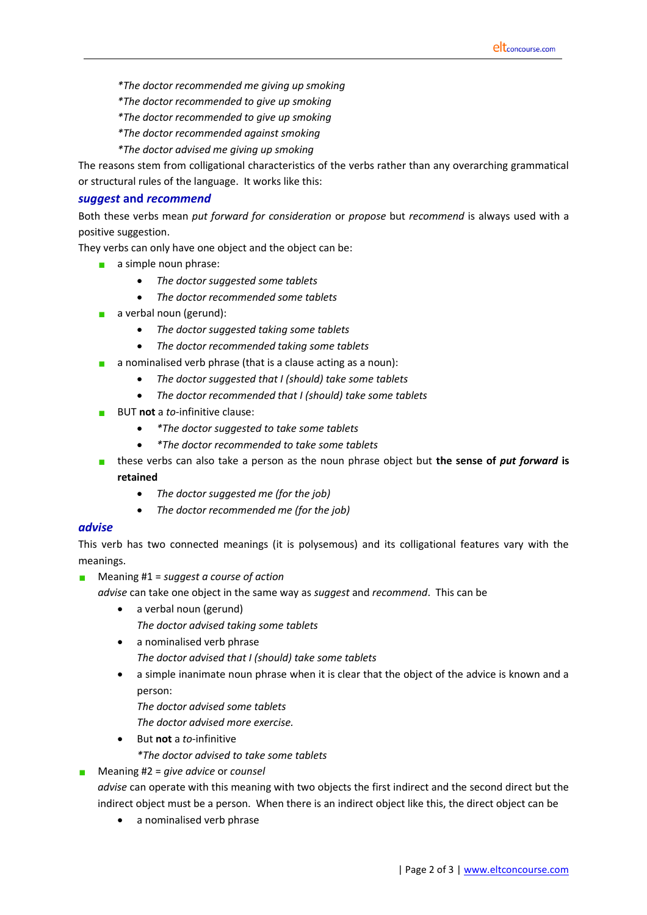*The doctor recommended me giving up smoking

*The doctor recommended to give up smoking

*The doctor recommended to give up smoking

*The doctor recommended against smoking

*The doctor advised me giving up smoking

The reasons stem from colligational characteristics of the verbs rather than any overarching grammatical or structural rules of the language. It works like this:

### *suggest* and *recommend*

Both these verbs mean *put forward for consideration* or *propose* but *recommend* is always used with a positive suggestion.

They verbs can only have one object and the object can be:

- a simple noun phrase:
  - *The doctor suggested some tablets*
  - *The doctor recommended some tablets*
- a verbal noun (gerund):
  - *The doctor suggested taking some tablets*
  - *The doctor recommended taking some tablets*
- a nominalised verb phrase (that is a clause acting as a noun):
  - *The doctor suggested that I (should) take some tablets*
  - *The doctor recommended that I (should) take some tablets*
- BUT **not** a *to*-infinitive clause:
  - *\*The doctor suggested to take some tablets*
  - *\*The doctor recommended to take some tablets*
- these verbs can also take a person as the noun phrase object but **the sense of *put forward* is retained**
  - *The doctor suggested me (for the job)*
  - *The doctor recommended me (for the job)*

### *advise*

This verb has two connected meanings (it is polysemous) and its colligational features vary with the meanings.

- Meaning #1 = *suggest a course of action*

  *advise* can take one object in the same way as *suggest* and *recommend*. This can be
  - a verbal noun (gerund)

    *The doctor advised taking some tablets*
  - a nominalised verb phrase

    *The doctor advised that I (should) take some tablets*
  - a simple inanimate noun phrase when it is clear that the object of the advice is known and a person:

    *The doctor advised some tablets*

    *The doctor advised more exercise.*
  - But **not** a *to*-infinitive

    *\*The doctor advised to take some tablets*
- Meaning #2 = *give advice* or *counsel*

  *advise* can operate with this meaning with two objects the first indirect and the second direct but the indirect object must be a person. When there is an indirect object like this, the direct object can be
  - a nominalised verb phrase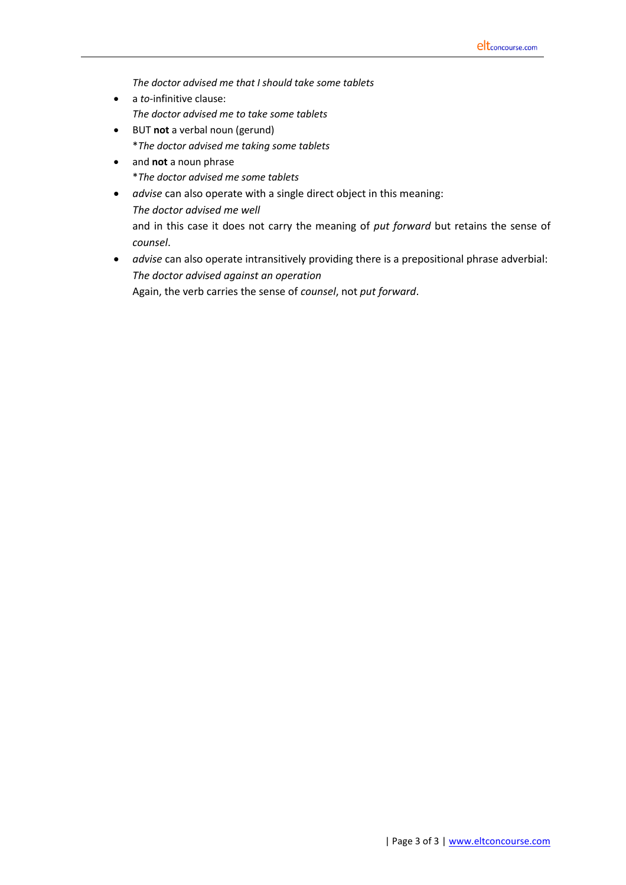*The doctor advised me that I should take some tablets*

- a *to*-infinitive clause:
  *The doctor advised me to take some tablets*
- BUT **not** a verbal noun (gerund)
  **The doctor advised me taking some tablets*
- and **not** a noun phrase
  **The doctor advised me some tablets*
- *advise* can also operate with a single direct object in this meaning:
  *The doctor advised me well*
  and in this case it does not carry the meaning of *put forward* but retains the sense of *counsel*.
- *advise* can also operate intransitively providing there is a prepositional phrase adverbial:
  *The doctor advised against an operation*
  Again, the verb carries the sense of *counsel*, not *put forward*.